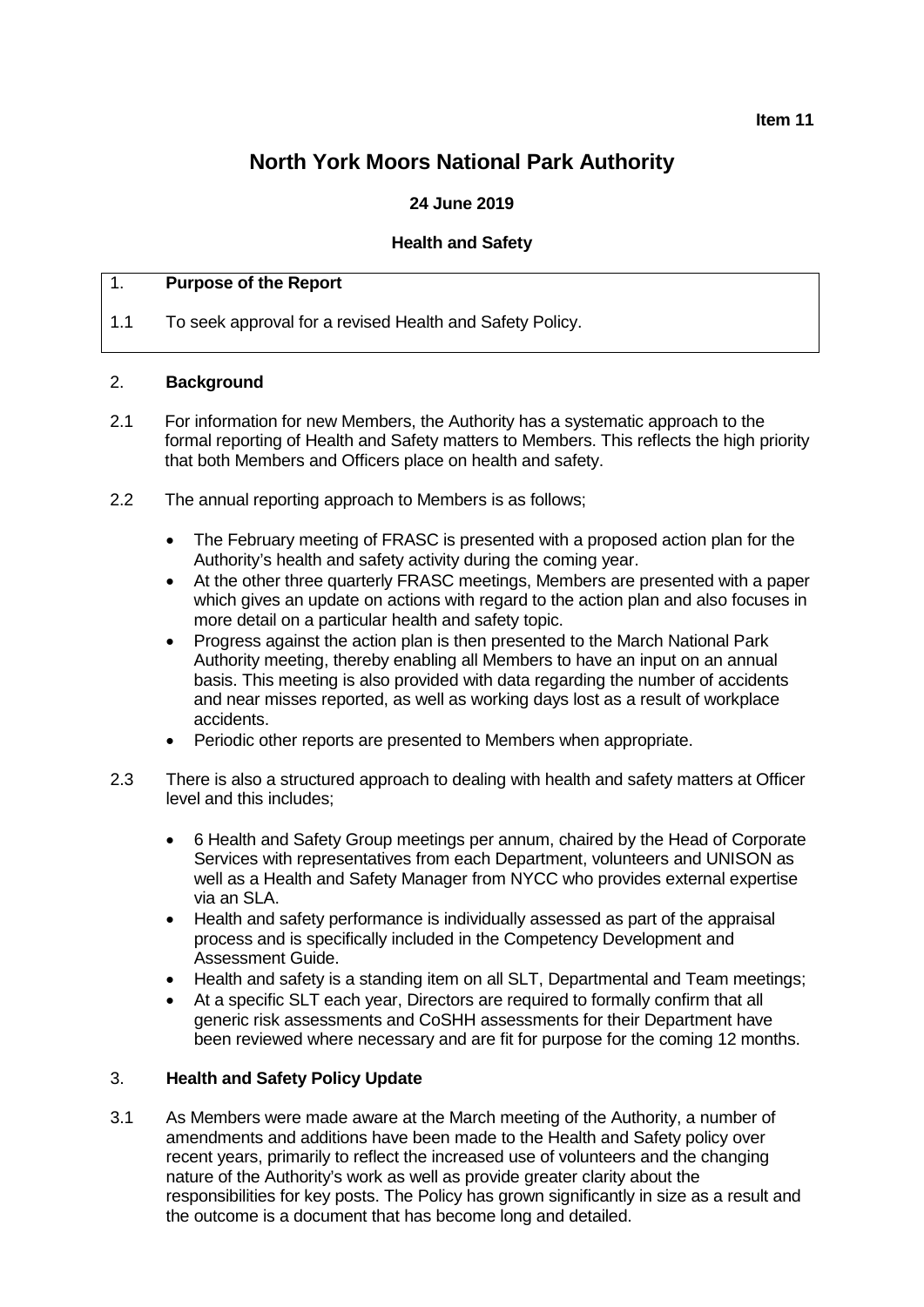**Item 11**

# North York Moors National Park Authority

**24 June 2019**

**Health and Safety**

## 1. Purpose of the Report

1.1 To seek approval for a revised Health and Safety Policy.

## 2. Background

2.1 For information for new Members, the Authority has a systematic approach to the formal reporting of Health and Safety matters to Members. This reflects the high priority that both Members and Officers place on health and safety.

2.2 The annual reporting approach to Members is as follows;

- The February meeting of FRASC is presented with a proposed action plan for the Authority's health and safety activity during the coming year.
- At the other three quarterly FRASC meetings, Members are presented with a paper which gives an update on actions with regard to the action plan and also focuses in more detail on a particular health and safety topic.
- Progress against the action plan is then presented to the March National Park Authority meeting, thereby enabling all Members to have an input on an annual basis. This meeting is also provided with data regarding the number of accidents and near misses reported, as well as working days lost as a result of workplace accidents.
- Periodic other reports are presented to Members when appropriate.

2.3 There is also a structured approach to dealing with health and safety matters at Officer level and this includes;

- 6 Health and Safety Group meetings per annum, chaired by the Head of Corporate Services with representatives from each Department, volunteers and UNISON as well as a Health and Safety Manager from NYCC who provides external expertise via an SLA.
- Health and safety performance is individually assessed as part of the appraisal process and is specifically included in the Competency Development and Assessment Guide.
- Health and safety is a standing item on all SLT, Departmental and Team meetings;
- At a specific SLT each year, Directors are required to formally confirm that all generic risk assessments and CoSHH assessments for their Department have been reviewed where necessary and are fit for purpose for the coming 12 months.

## 3. Health and Safety Policy Update

3.1 As Members were made aware at the March meeting of the Authority, a number of amendments and additions have been made to the Health and Safety policy over recent years, primarily to reflect the increased use of volunteers and the changing nature of the Authority's work as well as provide greater clarity about the responsibilities for key posts. The Policy has grown significantly in size as a result and the outcome is a document that has become long and detailed.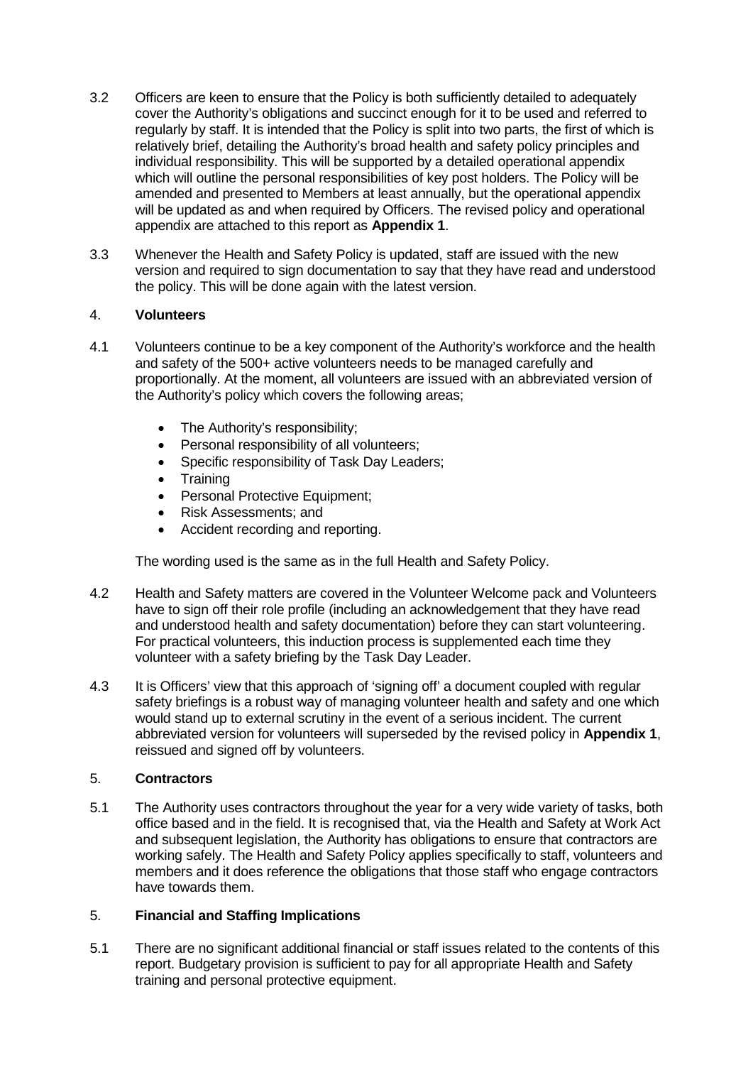3.2 Officers are keen to ensure that the Policy is both sufficiently detailed to adequately cover the Authority's obligations and succinct enough for it to be used and referred to regularly by staff. It is intended that the Policy is split into two parts, the first of which is relatively brief, detailing the Authority's broad health and safety policy principles and individual responsibility. This will be supported by a detailed operational appendix which will outline the personal responsibilities of key post holders. The Policy will be amended and presented to Members at least annually, but the operational appendix will be updated as and when required by Officers. The revised policy and operational appendix are attached to this report as **Appendix 1**.

3.3 Whenever the Health and Safety Policy is updated, staff are issued with the new version and required to sign documentation to say that they have read and understood the policy. This will be done again with the latest version.

## 4. Volunteers

4.1 Volunteers continue to be a key component of the Authority's workforce and the health and safety of the 500+ active volunteers needs to be managed carefully and proportionally. At the moment, all volunteers are issued with an abbreviated version of the Authority's policy which covers the following areas;

- The Authority's responsibility;
- Personal responsibility of all volunteers;
- Specific responsibility of Task Day Leaders;
- Training
- Personal Protective Equipment;
- Risk Assessments; and
- Accident recording and reporting.

The wording used is the same as in the full Health and Safety Policy.

4.2 Health and Safety matters are covered in the Volunteer Welcome pack and Volunteers have to sign off their role profile (including an acknowledgement that they have read and understood health and safety documentation) before they can start volunteering. For practical volunteers, this induction process is supplemented each time they volunteer with a safety briefing by the Task Day Leader.

4.3 It is Officers' view that this approach of 'signing off' a document coupled with regular safety briefings is a robust way of managing volunteer health and safety and one which would stand up to external scrutiny in the event of a serious incident. The current abbreviated version for volunteers will superseded by the revised policy in **Appendix 1**, reissued and signed off by volunteers.

## 5. Contractors

5.1 The Authority uses contractors throughout the year for a very wide variety of tasks, both office based and in the field. It is recognised that, via the Health and Safety at Work Act and subsequent legislation, the Authority has obligations to ensure that contractors are working safely. The Health and Safety Policy applies specifically to staff, volunteers and members and it does reference the obligations that those staff who engage contractors have towards them.

## 5. Financial and Staffing Implications

5.1 There are no significant additional financial or staff issues related to the contents of this report. Budgetary provision is sufficient to pay for all appropriate Health and Safety training and personal protective equipment.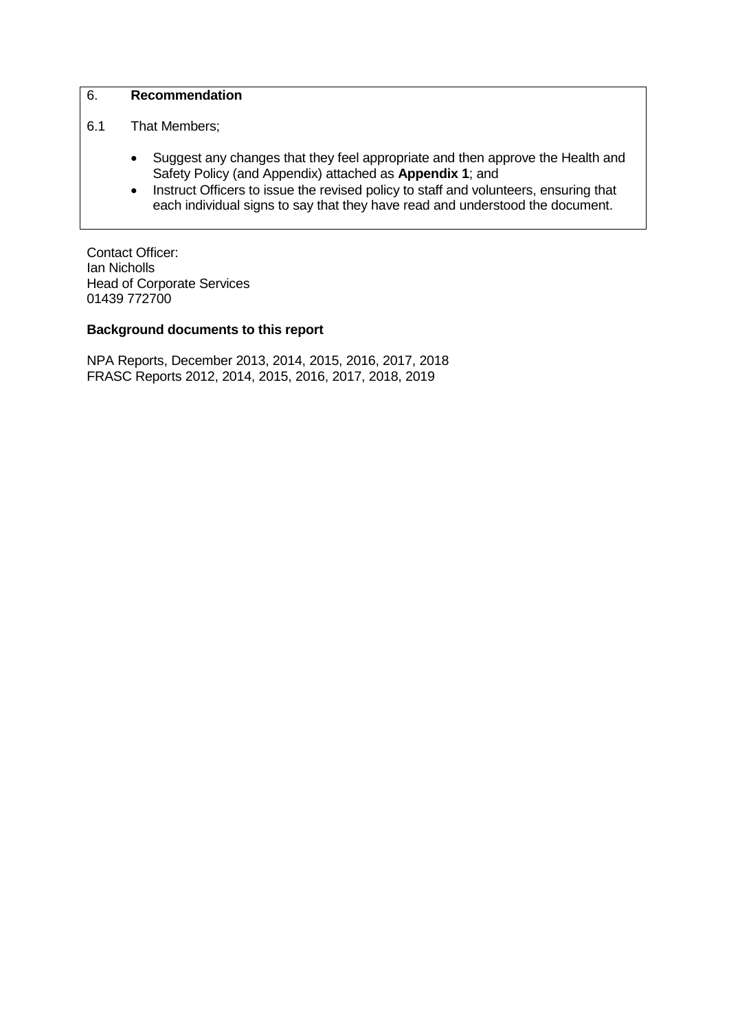## 6. Recommendation

6.1 That Members;

- Suggest any changes that they feel appropriate and then approve the Health and Safety Policy (and Appendix) attached as **Appendix 1**; and
- Instruct Officers to issue the revised policy to staff and volunteers, ensuring that each individual signs to say that they have read and understood the document.

Contact Officer:
Ian Nicholls
Head of Corporate Services
01439 772700

**Background documents to this report**

NPA Reports, December 2013, 2014, 2015, 2016, 2017, 2018
FRASC Reports 2012, 2014, 2015, 2016, 2017, 2018, 2019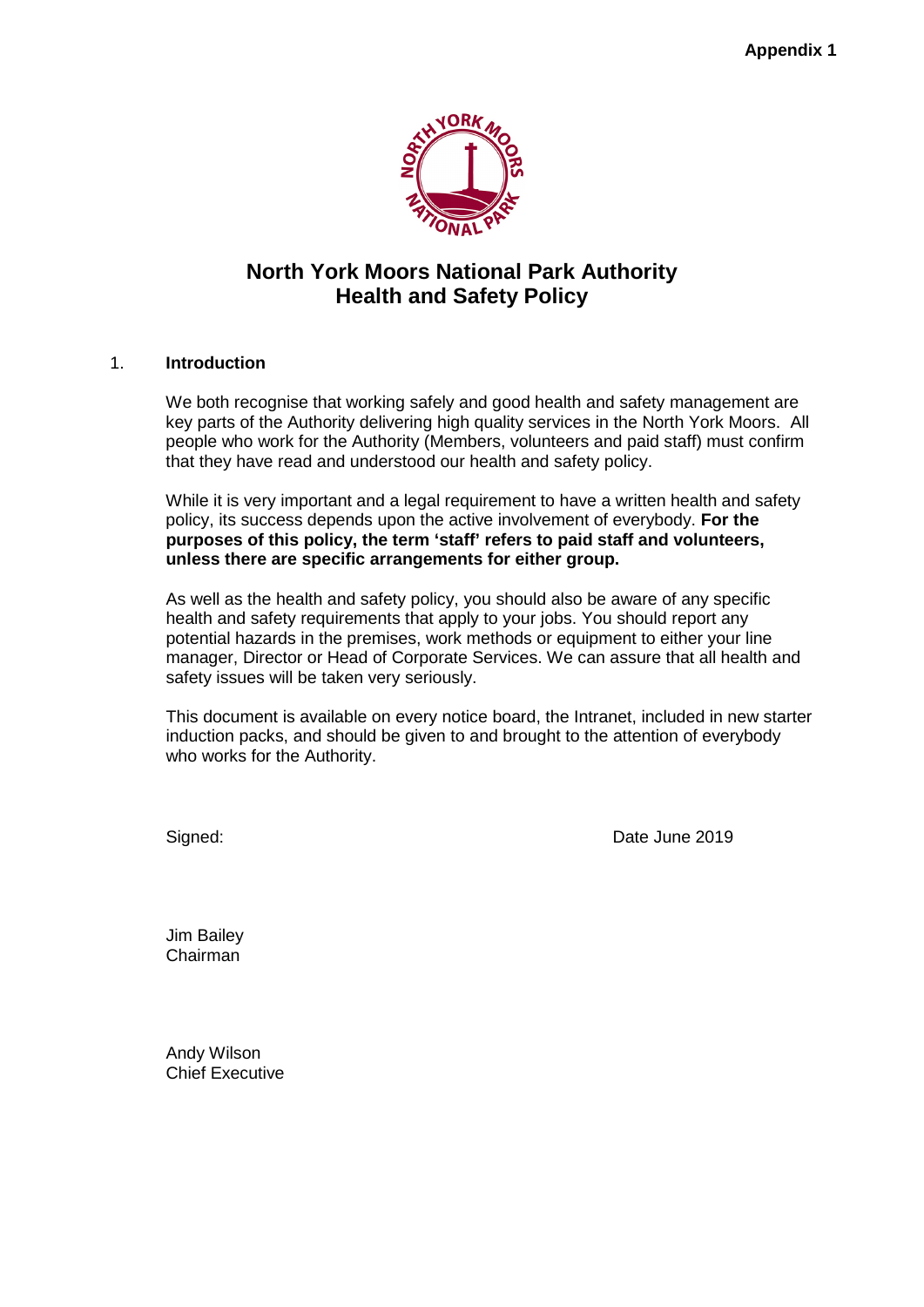Appendix 1

# North York Moors National Park Authority Health and Safety Policy

## 1. Introduction

We both recognise that working safely and good health and safety management are key parts of the Authority delivering high quality services in the North York Moors. All people who work for the Authority (Members, volunteers and paid staff) must confirm that they have read and understood our health and safety policy.

While it is very important and a legal requirement to have a written health and safety policy, its success depends upon the active involvement of everybody. **For the purposes of this policy, the term 'staff' refers to paid staff and volunteers, unless there are specific arrangements for either group.**

As well as the health and safety policy, you should also be aware of any specific health and safety requirements that apply to your jobs. You should report any potential hazards in the premises, work methods or equipment to either your line manager, Director or Head of Corporate Services. We can assure that all health and safety issues will be taken very seriously.

This document is available on every notice board, the Intranet, included in new starter induction packs, and should be given to and brought to the attention of everybody who works for the Authority.

Signed: Date June 2019

Jim Bailey
Chairman

Andy Wilson
Chief Executive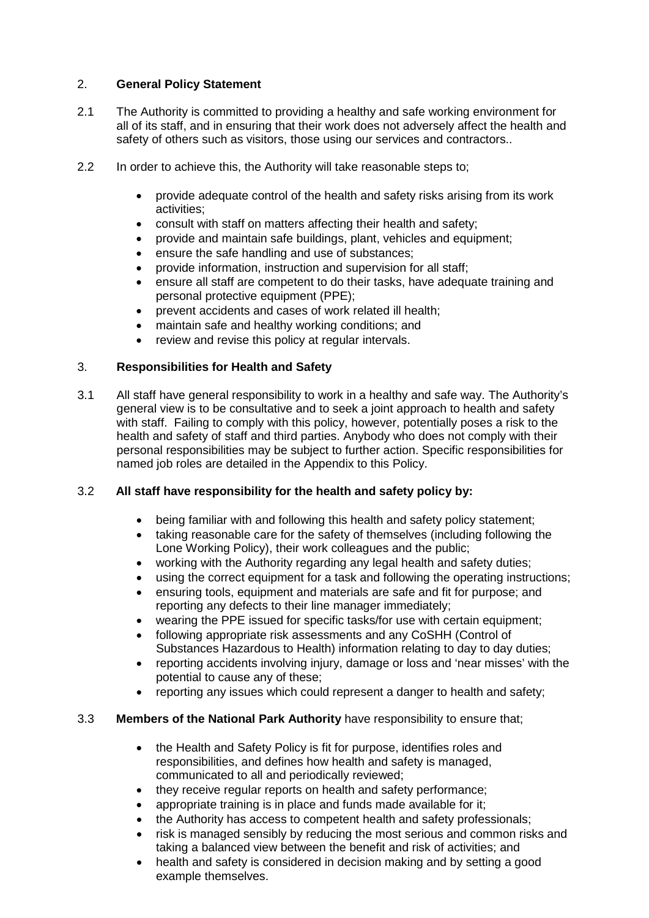## 2. General Policy Statement

2.1 The Authority is committed to providing a healthy and safe working environment for all of its staff, and in ensuring that their work does not adversely affect the health and safety of others such as visitors, those using our services and contractors..

2.2 In order to achieve this, the Authority will take reasonable steps to;

- provide adequate control of the health and safety risks arising from its work activities;
- consult with staff on matters affecting their health and safety;
- provide and maintain safe buildings, plant, vehicles and equipment;
- ensure the safe handling and use of substances;
- provide information, instruction and supervision for all staff;
- ensure all staff are competent to do their tasks, have adequate training and personal protective equipment (PPE);
- prevent accidents and cases of work related ill health;
- maintain safe and healthy working conditions; and
- review and revise this policy at regular intervals.

## 3. Responsibilities for Health and Safety

3.1 All staff have general responsibility to work in a healthy and safe way. The Authority's general view is to be consultative and to seek a joint approach to health and safety with staff. Failing to comply with this policy, however, potentially poses a risk to the health and safety of staff and third parties. Anybody who does not comply with their personal responsibilities may be subject to further action. Specific responsibilities for named job roles are detailed in the Appendix to this Policy.

3.2 **All staff have responsibility for the health and safety policy by:**

- being familiar with and following this health and safety policy statement;
- taking reasonable care for the safety of themselves (including following the Lone Working Policy), their work colleagues and the public;
- working with the Authority regarding any legal health and safety duties;
- using the correct equipment for a task and following the operating instructions;
- ensuring tools, equipment and materials are safe and fit for purpose; and reporting any defects to their line manager immediately;
- wearing the PPE issued for specific tasks/for use with certain equipment;
- following appropriate risk assessments and any CoSHH (Control of Substances Hazardous to Health) information relating to day to day duties;
- reporting accidents involving injury, damage or loss and 'near misses' with the potential to cause any of these;
- reporting any issues which could represent a danger to health and safety;

3.3 **Members of the National Park Authority** have responsibility to ensure that;

- the Health and Safety Policy is fit for purpose, identifies roles and responsibilities, and defines how health and safety is managed, communicated to all and periodically reviewed;
- they receive regular reports on health and safety performance;
- appropriate training is in place and funds made available for it;
- the Authority has access to competent health and safety professionals;
- risk is managed sensibly by reducing the most serious and common risks and taking a balanced view between the benefit and risk of activities; and
- health and safety is considered in decision making and by setting a good example themselves.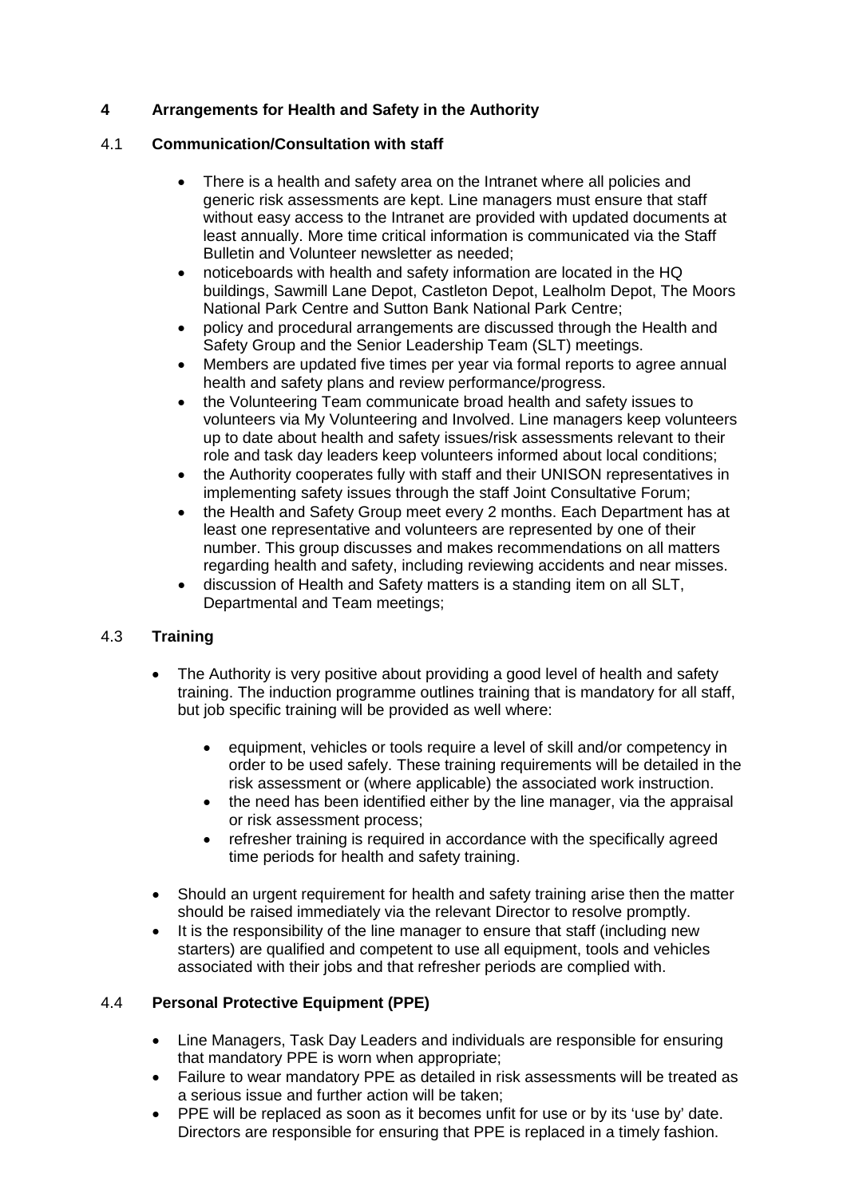## 4 Arrangements for Health and Safety in the Authority

### 4.1 Communication/Consultation with staff

- There is a health and safety area on the Intranet where all policies and generic risk assessments are kept. Line managers must ensure that staff without easy access to the Intranet are provided with updated documents at least annually. More time critical information is communicated via the Staff Bulletin and Volunteer newsletter as needed;
- noticeboards with health and safety information are located in the HQ buildings, Sawmill Lane Depot, Castleton Depot, Lealholm Depot, The Moors National Park Centre and Sutton Bank National Park Centre;
- policy and procedural arrangements are discussed through the Health and Safety Group and the Senior Leadership Team (SLT) meetings.
- Members are updated five times per year via formal reports to agree annual health and safety plans and review performance/progress.
- the Volunteering Team communicate broad health and safety issues to volunteers via My Volunteering and Involved. Line managers keep volunteers up to date about health and safety issues/risk assessments relevant to their role and task day leaders keep volunteers informed about local conditions;
- the Authority cooperates fully with staff and their UNISON representatives in implementing safety issues through the staff Joint Consultative Forum;
- the Health and Safety Group meet every 2 months. Each Department has at least one representative and volunteers are represented by one of their number. This group discusses and makes recommendations on all matters regarding health and safety, including reviewing accidents and near misses.
- discussion of Health and Safety matters is a standing item on all SLT, Departmental and Team meetings;

### 4.3 Training

- The Authority is very positive about providing a good level of health and safety training. The induction programme outlines training that is mandatory for all staff, but job specific training will be provided as well where:
  - equipment, vehicles or tools require a level of skill and/or competency in order to be used safely. These training requirements will be detailed in the risk assessment or (where applicable) the associated work instruction.
  - the need has been identified either by the line manager, via the appraisal or risk assessment process;
  - refresher training is required in accordance with the specifically agreed time periods for health and safety training.
- Should an urgent requirement for health and safety training arise then the matter should be raised immediately via the relevant Director to resolve promptly.
- It is the responsibility of the line manager to ensure that staff (including new starters) are qualified and competent to use all equipment, tools and vehicles associated with their jobs and that refresher periods are complied with.

### 4.4 Personal Protective Equipment (PPE)

- Line Managers, Task Day Leaders and individuals are responsible for ensuring that mandatory PPE is worn when appropriate;
- Failure to wear mandatory PPE as detailed in risk assessments will be treated as a serious issue and further action will be taken;
- PPE will be replaced as soon as it becomes unfit for use or by its 'use by' date. Directors are responsible for ensuring that PPE is replaced in a timely fashion.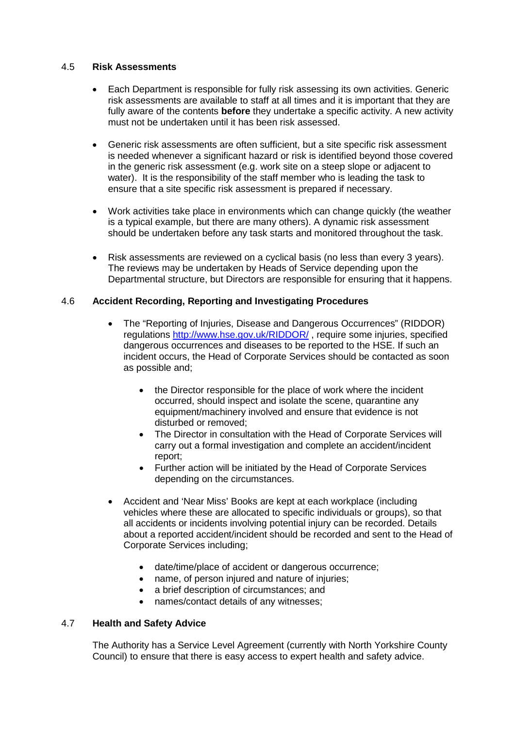### 4.5 Risk Assessments

- Each Department is responsible for fully risk assessing its own activities. Generic risk assessments are available to staff at all times and it is important that they are fully aware of the contents **before** they undertake a specific activity. A new activity must not be undertaken until it has been risk assessed.

- Generic risk assessments are often sufficient, but a site specific risk assessment is needed whenever a significant hazard or risk is identified beyond those covered in the generic risk assessment (e.g. work site on a steep slope or adjacent to water). It is the responsibility of the staff member who is leading the task to ensure that a site specific risk assessment is prepared if necessary.

- Work activities take place in environments which can change quickly (the weather is a typical example, but there are many others). A dynamic risk assessment should be undertaken before any task starts and monitored throughout the task.

- Risk assessments are reviewed on a cyclical basis (no less than every 3 years). The reviews may be undertaken by Heads of Service depending upon the Departmental structure, but Directors are responsible for ensuring that it happens.

### 4.6 Accident Recording, Reporting and Investigating Procedures

- The "Reporting of Injuries, Disease and Dangerous Occurrences" (RIDDOR) regulations http://www.hse.gov.uk/RIDDOR/ , require some injuries, specified dangerous occurrences and diseases to be reported to the HSE. If such an incident occurs, the Head of Corporate Services should be contacted as soon as possible and;

    - the Director responsible for the place of work where the incident occurred, should inspect and isolate the scene, quarantine any equipment/machinery involved and ensure that evidence is not disturbed or removed;
    - The Director in consultation with the Head of Corporate Services will carry out a formal investigation and complete an accident/incident report;
    - Further action will be initiated by the Head of Corporate Services depending on the circumstances.

- Accident and 'Near Miss' Books are kept at each workplace (including vehicles where these are allocated to specific individuals or groups), so that all accidents or incidents involving potential injury can be recorded. Details about a reported accident/incident should be recorded and sent to the Head of Corporate Services including;

    - date/time/place of accident or dangerous occurrence;
    - name, of person injured and nature of injuries;
    - a brief description of circumstances; and
    - names/contact details of any witnesses;

### 4.7 Health and Safety Advice

The Authority has a Service Level Agreement (currently with North Yorkshire County Council) to ensure that there is easy access to expert health and safety advice.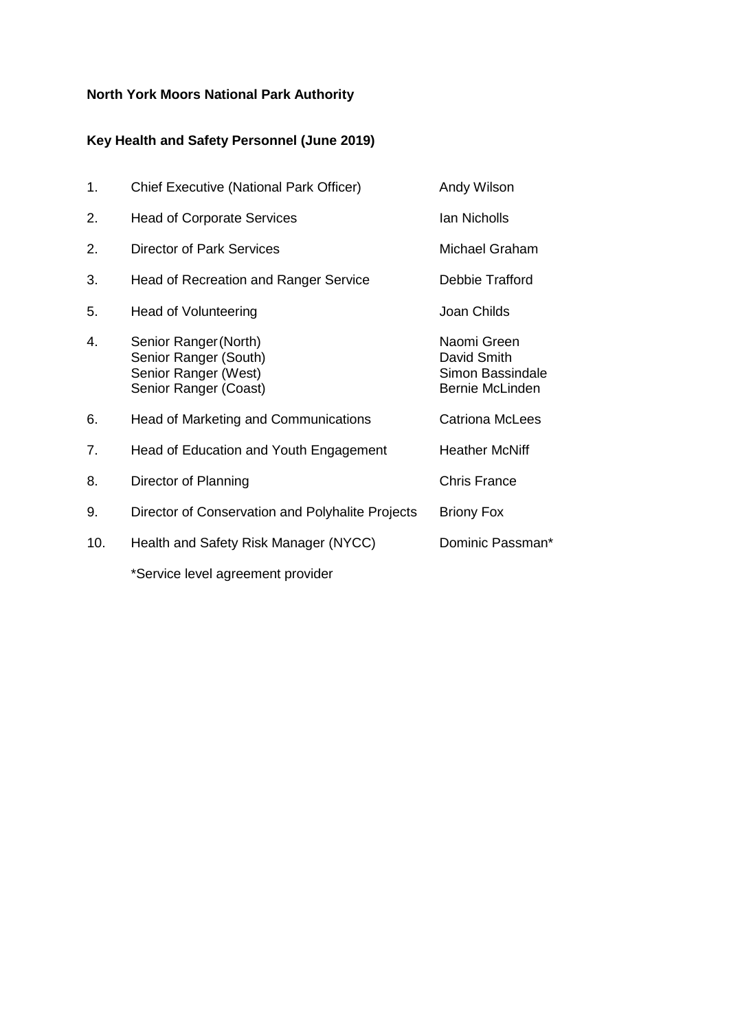**North York Moors National Park Authority**

**Key Health and Safety Personnel (June 2019)**

| | | |
|---|---|---|
| 1. | Chief Executive (National Park Officer) | Andy Wilson |
| 2. | Head of Corporate Services | Ian Nicholls |
| 2. | Director of Park Services | Michael Graham |
| 3. | Head of Recreation and Ranger Service | Debbie Trafford |
| 5. | Head of Volunteering | Joan Childs |
| 4. | Senior Ranger (North)<br>Senior Ranger (South)<br>Senior Ranger (West)<br>Senior Ranger (Coast) | Naomi Green<br>David Smith<br>Simon Bassindale<br>Bernie McLinden |
| 6. | Head of Marketing and Communications | Catriona McLees |
| 7. | Head of Education and Youth Engagement | Heather McNiff |
| 8. | Director of Planning | Chris France |
| 9. | Director of Conservation and Polyhalite Projects | Briony Fox |
| 10. | Health and Safety Risk Manager (NYCC) | Dominic Passman* |

*Service level agreement provider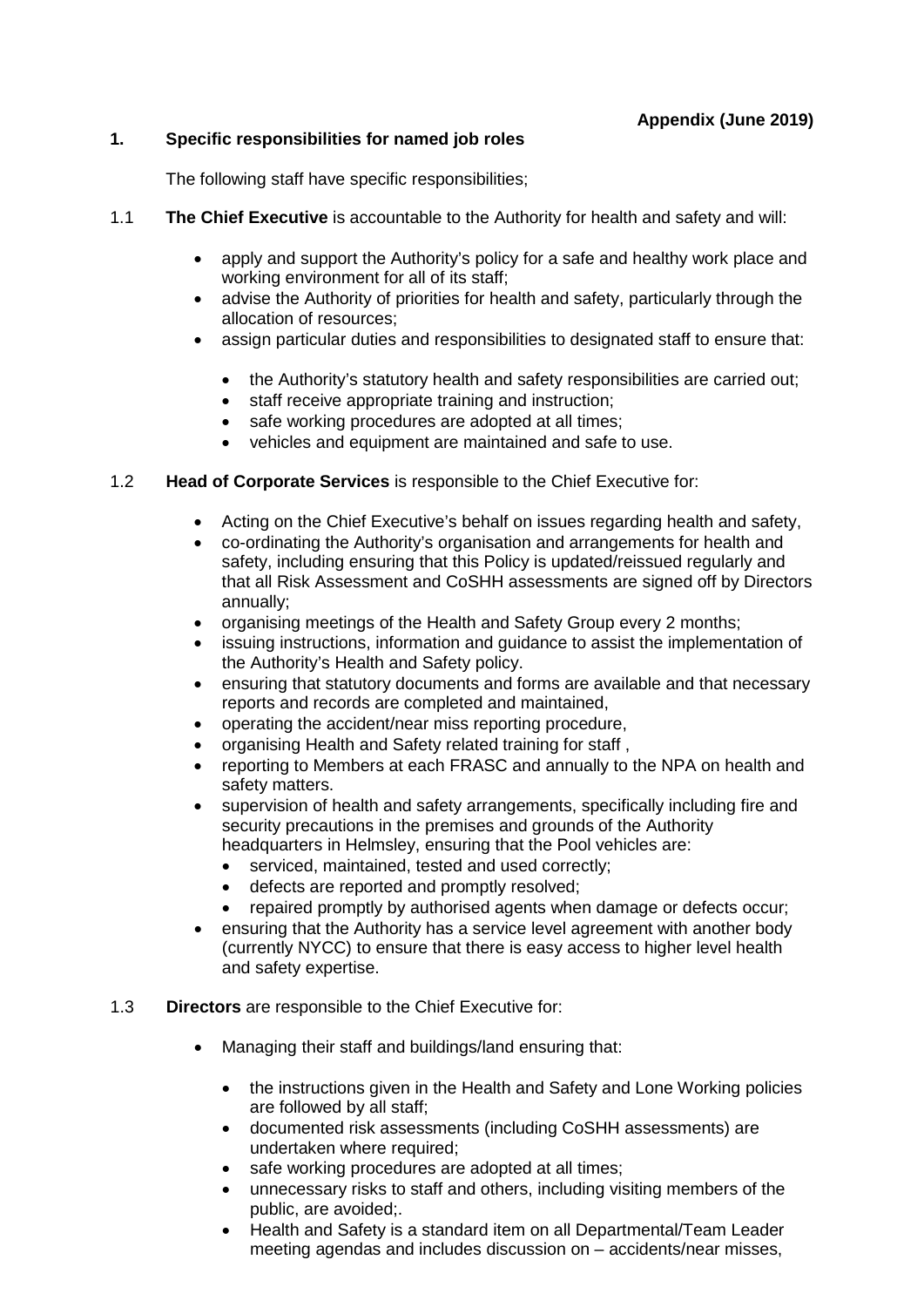**Appendix (June 2019)**

## 1. Specific responsibilities for named job roles

The following staff have specific responsibilities;

1.1 **The Chief Executive** is accountable to the Authority for health and safety and will:

- apply and support the Authority's policy for a safe and healthy work place and working environment for all of its staff;
- advise the Authority of priorities for health and safety, particularly through the allocation of resources;
- assign particular duties and responsibilities to designated staff to ensure that:
  - the Authority's statutory health and safety responsibilities are carried out;
  - staff receive appropriate training and instruction;
  - safe working procedures are adopted at all times;
  - vehicles and equipment are maintained and safe to use.

1.2 **Head of Corporate Services** is responsible to the Chief Executive for:

- Acting on the Chief Executive's behalf on issues regarding health and safety,
- co-ordinating the Authority's organisation and arrangements for health and safety, including ensuring that this Policy is updated/reissued regularly and that all Risk Assessment and CoSHH assessments are signed off by Directors annually;
- organising meetings of the Health and Safety Group every 2 months;
- issuing instructions, information and guidance to assist the implementation of the Authority's Health and Safety policy.
- ensuring that statutory documents and forms are available and that necessary reports and records are completed and maintained,
- operating the accident/near miss reporting procedure,
- organising Health and Safety related training for staff ,
- reporting to Members at each FRASC and annually to the NPA on health and safety matters.
- supervision of health and safety arrangements, specifically including fire and security precautions in the premises and grounds of the Authority headquarters in Helmsley, ensuring that the Pool vehicles are:
  - serviced, maintained, tested and used correctly;
  - defects are reported and promptly resolved;
  - repaired promptly by authorised agents when damage or defects occur;
- ensuring that the Authority has a service level agreement with another body (currently NYCC) to ensure that there is easy access to higher level health and safety expertise.

1.3 **Directors** are responsible to the Chief Executive for:

- Managing their staff and buildings/land ensuring that:
  - the instructions given in the Health and Safety and Lone Working policies are followed by all staff;
  - documented risk assessments (including CoSHH assessments) are undertaken where required;
  - safe working procedures are adopted at all times;
  - unnecessary risks to staff and others, including visiting members of the public, are avoided;.
  - Health and Safety is a standard item on all Departmental/Team Leader meeting agendas and includes discussion on – accidents/near misses,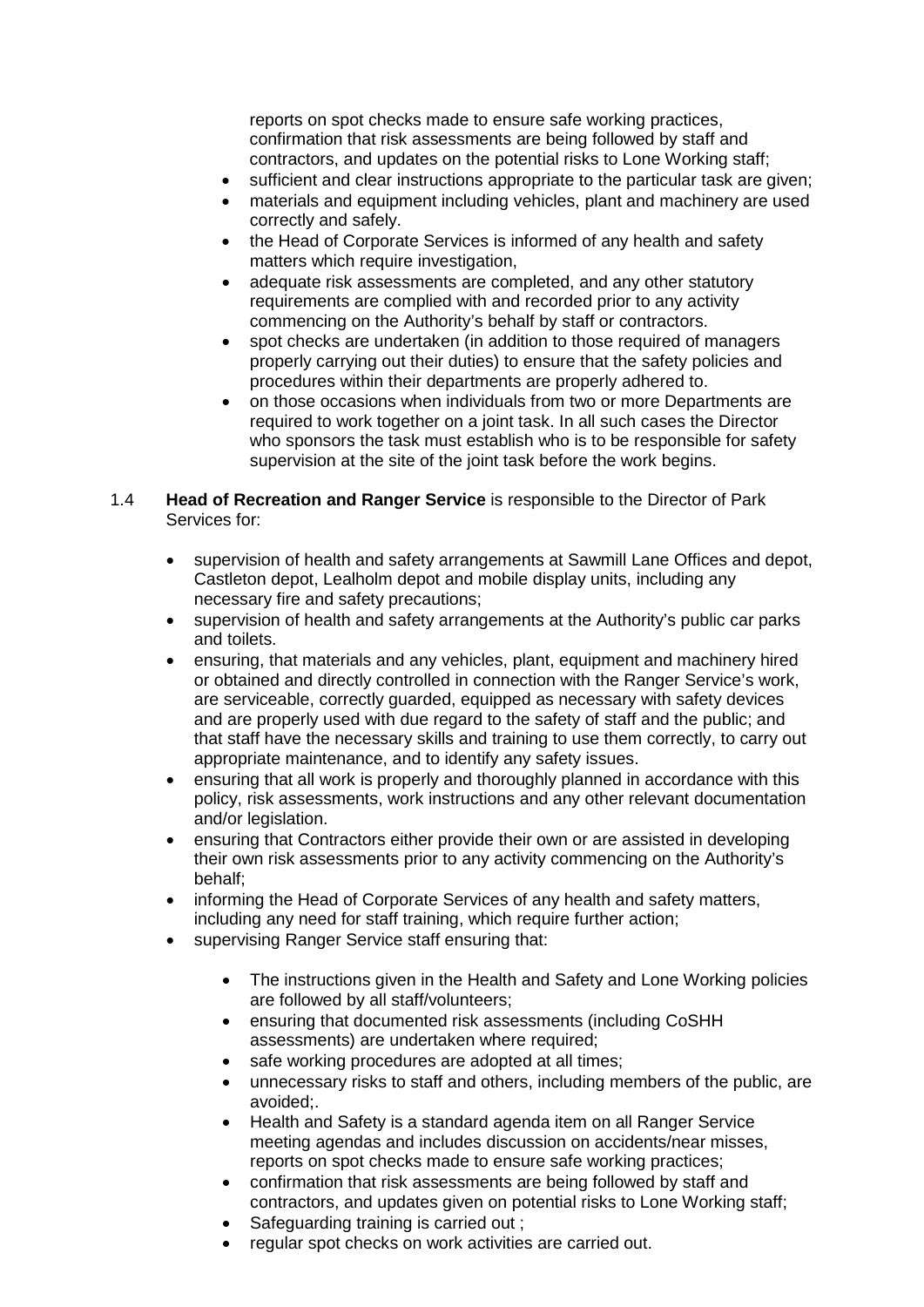reports on spot checks made to ensure safe working practices, confirmation that risk assessments are being followed by staff and contractors, and updates on the potential risks to Lone Working staff;

- sufficient and clear instructions appropriate to the particular task are given;
- materials and equipment including vehicles, plant and machinery are used correctly and safely.
- the Head of Corporate Services is informed of any health and safety matters which require investigation,
- adequate risk assessments are completed, and any other statutory requirements are complied with and recorded prior to any activity commencing on the Authority's behalf by staff or contractors.
- spot checks are undertaken (in addition to those required of managers properly carrying out their duties) to ensure that the safety policies and procedures within their departments are properly adhered to.
- on those occasions when individuals from two or more Departments are required to work together on a joint task. In all such cases the Director who sponsors the task must establish who is to be responsible for safety supervision at the site of the joint task before the work begins.

1.4 **Head of Recreation and Ranger Service** is responsible to the Director of Park Services for:

- supervision of health and safety arrangements at Sawmill Lane Offices and depot, Castleton depot, Lealholm depot and mobile display units, including any necessary fire and safety precautions;
- supervision of health and safety arrangements at the Authority's public car parks and toilets.
- ensuring, that materials and any vehicles, plant, equipment and machinery hired or obtained and directly controlled in connection with the Ranger Service's work, are serviceable, correctly guarded, equipped as necessary with safety devices and are properly used with due regard to the safety of staff and the public; and that staff have the necessary skills and training to use them correctly, to carry out appropriate maintenance, and to identify any safety issues.
- ensuring that all work is properly and thoroughly planned in accordance with this policy, risk assessments, work instructions and any other relevant documentation and/or legislation.
- ensuring that Contractors either provide their own or are assisted in developing their own risk assessments prior to any activity commencing on the Authority's behalf;
- informing the Head of Corporate Services of any health and safety matters, including any need for staff training, which require further action;
- supervising Ranger Service staff ensuring that:
  - The instructions given in the Health and Safety and Lone Working policies are followed by all staff/volunteers;
  - ensuring that documented risk assessments (including CoSHH assessments) are undertaken where required;
  - safe working procedures are adopted at all times;
  - unnecessary risks to staff and others, including members of the public, are avoided;.
  - Health and Safety is a standard agenda item on all Ranger Service meeting agendas and includes discussion on accidents/near misses, reports on spot checks made to ensure safe working practices;
  - confirmation that risk assessments are being followed by staff and contractors, and updates given on potential risks to Lone Working staff;
  - Safeguarding training is carried out ;
  - regular spot checks on work activities are carried out.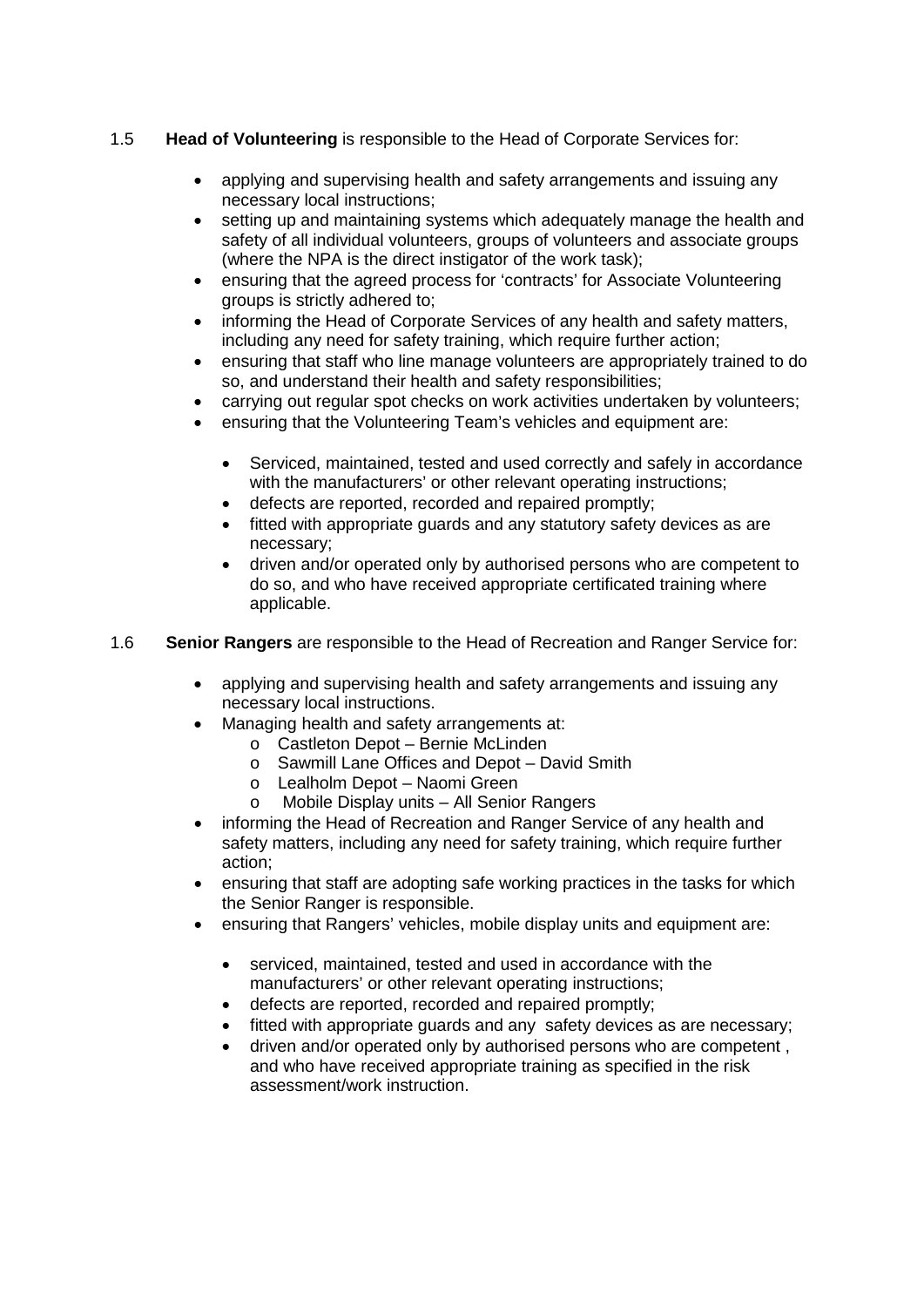1.5 **Head of Volunteering** is responsible to the Head of Corporate Services for:

- applying and supervising health and safety arrangements and issuing any necessary local instructions;
- setting up and maintaining systems which adequately manage the health and safety of all individual volunteers, groups of volunteers and associate groups (where the NPA is the direct instigator of the work task);
- ensuring that the agreed process for 'contracts' for Associate Volunteering groups is strictly adhered to;
- informing the Head of Corporate Services of any health and safety matters, including any need for safety training, which require further action;
- ensuring that staff who line manage volunteers are appropriately trained to do so, and understand their health and safety responsibilities;
- carrying out regular spot checks on work activities undertaken by volunteers;
- ensuring that the Volunteering Team's vehicles and equipment are:
  - Serviced, maintained, tested and used correctly and safely in accordance with the manufacturers' or other relevant operating instructions;
  - defects are reported, recorded and repaired promptly;
  - fitted with appropriate guards and any statutory safety devices as are necessary;
  - driven and/or operated only by authorised persons who are competent to do so, and who have received appropriate certificated training where applicable.

1.6 **Senior Rangers** are responsible to the Head of Recreation and Ranger Service for:

- applying and supervising health and safety arrangements and issuing any necessary local instructions.
- Managing health and safety arrangements at:
  - Castleton Depot – Bernie McLinden
  - Sawmill Lane Offices and Depot – David Smith
  - Lealholm Depot – Naomi Green
  - Mobile Display units – All Senior Rangers
- informing the Head of Recreation and Ranger Service of any health and safety matters, including any need for safety training, which require further action;
- ensuring that staff are adopting safe working practices in the tasks for which the Senior Ranger is responsible.
- ensuring that Rangers' vehicles, mobile display units and equipment are:
  - serviced, maintained, tested and used in accordance with the manufacturers' or other relevant operating instructions;
  - defects are reported, recorded and repaired promptly;
  - fitted with appropriate guards and any safety devices as are necessary;
  - driven and/or operated only by authorised persons who are competent , and who have received appropriate training as specified in the risk assessment/work instruction.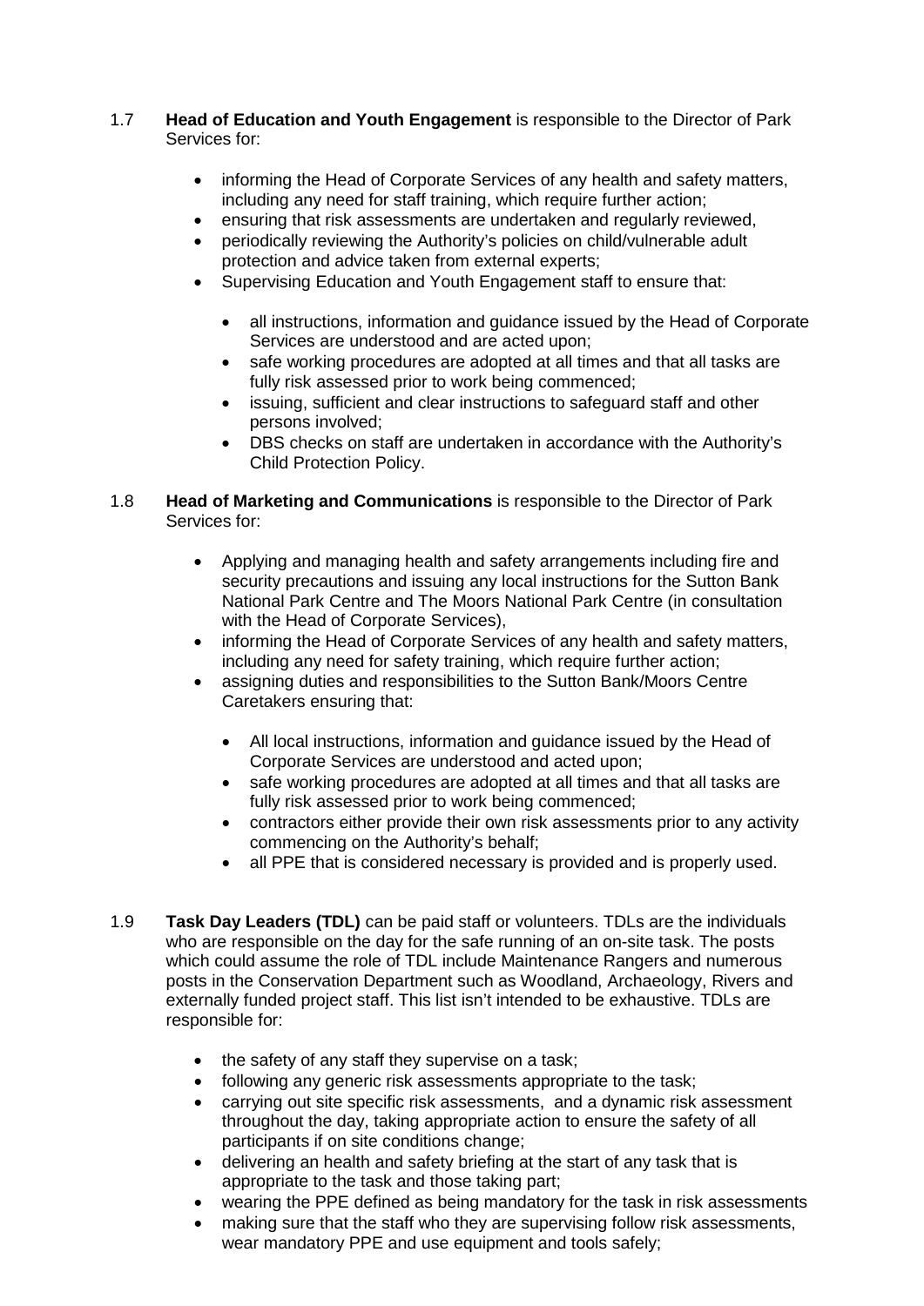1.7 **Head of Education and Youth Engagement** is responsible to the Director of Park Services for:

- informing the Head of Corporate Services of any health and safety matters, including any need for staff training, which require further action;
- ensuring that risk assessments are undertaken and regularly reviewed,
- periodically reviewing the Authority's policies on child/vulnerable adult protection and advice taken from external experts;
- Supervising Education and Youth Engagement staff to ensure that:
    - all instructions, information and guidance issued by the Head of Corporate Services are understood and are acted upon;
    - safe working procedures are adopted at all times and that all tasks are fully risk assessed prior to work being commenced;
    - issuing, sufficient and clear instructions to safeguard staff and other persons involved;
    - DBS checks on staff are undertaken in accordance with the Authority's Child Protection Policy.

1.8 **Head of Marketing and Communications** is responsible to the Director of Park Services for:

- Applying and managing health and safety arrangements including fire and security precautions and issuing any local instructions for the Sutton Bank National Park Centre and The Moors National Park Centre (in consultation with the Head of Corporate Services),
- informing the Head of Corporate Services of any health and safety matters, including any need for safety training, which require further action;
- assigning duties and responsibilities to the Sutton Bank/Moors Centre Caretakers ensuring that:
    - All local instructions, information and guidance issued by the Head of Corporate Services are understood and acted upon;
    - safe working procedures are adopted at all times and that all tasks are fully risk assessed prior to work being commenced;
    - contractors either provide their own risk assessments prior to any activity commencing on the Authority's behalf;
    - all PPE that is considered necessary is provided and is properly used.

1.9 **Task Day Leaders (TDL)** can be paid staff or volunteers. TDLs are the individuals who are responsible on the day for the safe running of an on-site task. The posts which could assume the role of TDL include Maintenance Rangers and numerous posts in the Conservation Department such as Woodland, Archaeology, Rivers and externally funded project staff. This list isn't intended to be exhaustive. TDLs are responsible for:

- the safety of any staff they supervise on a task;
- following any generic risk assessments appropriate to the task;
- carrying out site specific risk assessments, and a dynamic risk assessment throughout the day, taking appropriate action to ensure the safety of all participants if on site conditions change;
- delivering an health and safety briefing at the start of any task that is appropriate to the task and those taking part;
- wearing the PPE defined as being mandatory for the task in risk assessments
- making sure that the staff who they are supervising follow risk assessments, wear mandatory PPE and use equipment and tools safely;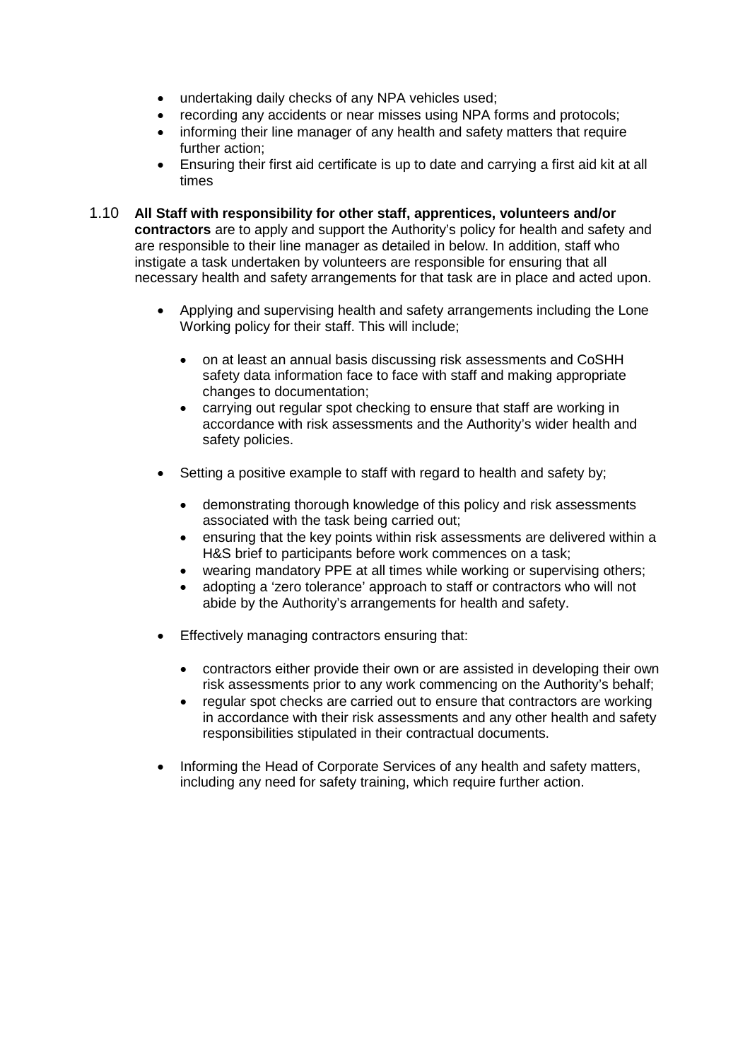- undertaking daily checks of any NPA vehicles used;
- recording any accidents or near misses using NPA forms and protocols;
- informing their line manager of any health and safety matters that require further action;
- Ensuring their first aid certificate is up to date and carrying a first aid kit at all times

1.10 **All Staff with responsibility for other staff, apprentices, volunteers and/or contractors** are to apply and support the Authority's policy for health and safety and are responsible to their line manager as detailed in below. In addition, staff who instigate a task undertaken by volunteers are responsible for ensuring that all necessary health and safety arrangements for that task are in place and acted upon.

- Applying and supervising health and safety arrangements including the Lone Working policy for their staff. This will include;
  - on at least an annual basis discussing risk assessments and CoSHH safety data information face to face with staff and making appropriate changes to documentation;
  - carrying out regular spot checking to ensure that staff are working in accordance with risk assessments and the Authority's wider health and safety policies.
- Setting a positive example to staff with regard to health and safety by;
  - demonstrating thorough knowledge of this policy and risk assessments associated with the task being carried out;
  - ensuring that the key points within risk assessments are delivered within a H&S brief to participants before work commences on a task;
  - wearing mandatory PPE at all times while working or supervising others;
  - adopting a 'zero tolerance' approach to staff or contractors who will not abide by the Authority's arrangements for health and safety.
- Effectively managing contractors ensuring that:
  - contractors either provide their own or are assisted in developing their own risk assessments prior to any work commencing on the Authority's behalf;
  - regular spot checks are carried out to ensure that contractors are working in accordance with their risk assessments and any other health and safety responsibilities stipulated in their contractual documents.
- Informing the Head of Corporate Services of any health and safety matters, including any need for safety training, which require further action.